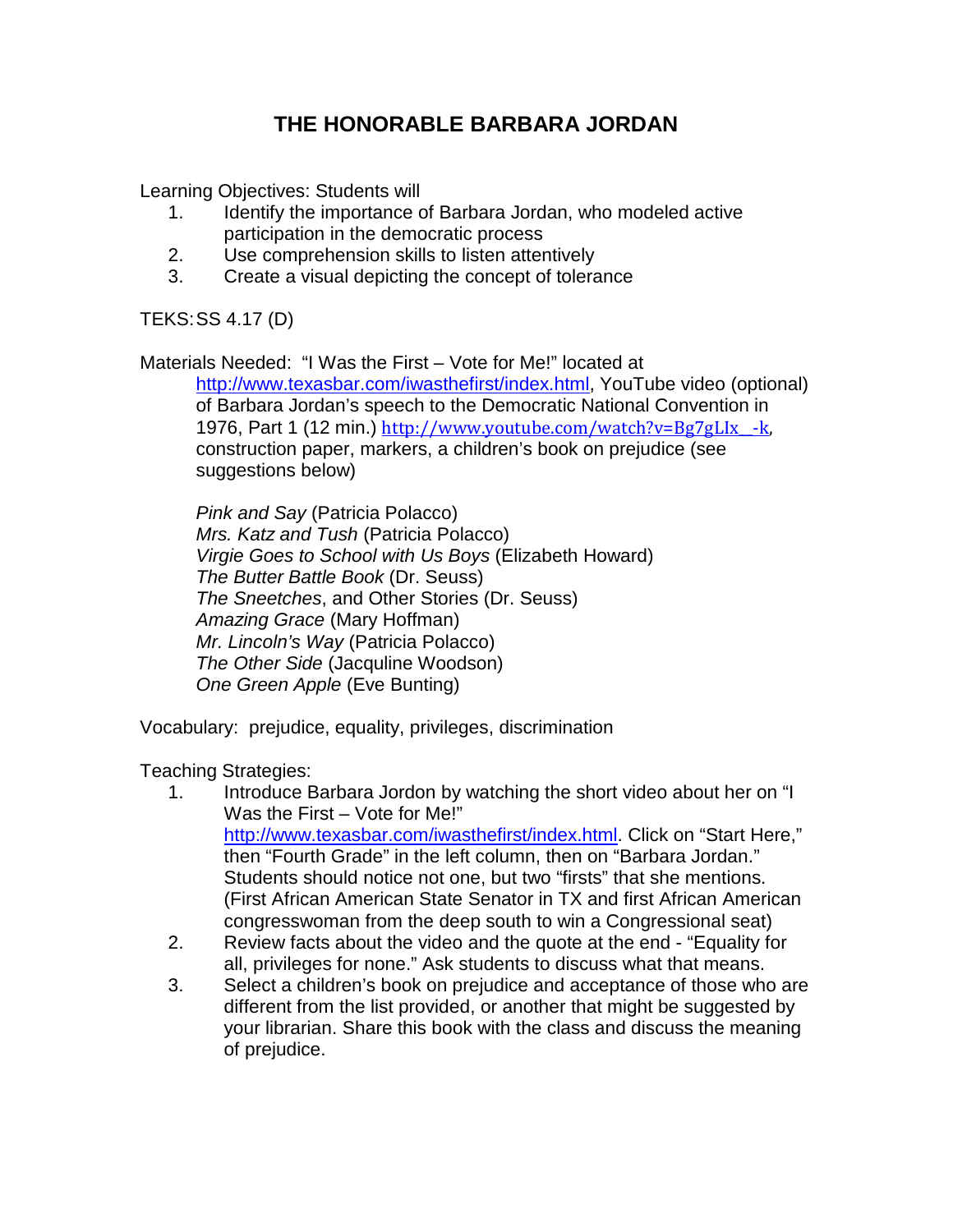# THE HONORABLE BARBARA JORDAN

Learning Objectives: Students will

1. Identify the importance of Barbara Jordan, who modeled active participation in the democratic process
2. Use comprehension skills to listen attentively
3. Create a visual depicting the concept of tolerance

TEKS: SS 4.17 (D)

Materials Needed: "I Was the First – Vote for Me!" located at http://www.texasbar.com/iwasthefirst/index.html, YouTube video (optional) of Barbara Jordan's speech to the Democratic National Convention in 1976, Part 1 (12 min.) http://www.youtube.com/watch?v=Bg7gLIx__-k, construction paper, markers, a children's book on prejudice (see suggestions below)

*Pink and Say* (Patricia Polacco)
*Mrs. Katz and Tush* (Patricia Polacco)
*Virgie Goes to School with Us Boys* (Elizabeth Howard)
*The Butter Battle Book* (Dr. Seuss)
*The Sneetches*, and Other Stories (Dr. Seuss)
*Amazing Grace* (Mary Hoffman)
*Mr. Lincoln's Way* (Patricia Polacco)
*The Other Side* (Jacquline Woodson)
*One Green Apple* (Eve Bunting)

Vocabulary: prejudice, equality, privileges, discrimination

Teaching Strategies:

1. Introduce Barbara Jordon by watching the short video about her on "I Was the First – Vote for Me!" http://www.texasbar.com/iwasthefirst/index.html. Click on "Start Here," then "Fourth Grade" in the left column, then on "Barbara Jordan." Students should notice not one, but two "firsts" that she mentions. (First African American State Senator in TX and first African American congresswoman from the deep south to win a Congressional seat)
2. Review facts about the video and the quote at the end - "Equality for all, privileges for none." Ask students to discuss what that means.
3. Select a children's book on prejudice and acceptance of those who are different from the list provided, or another that might be suggested by your librarian. Share this book with the class and discuss the meaning of prejudice.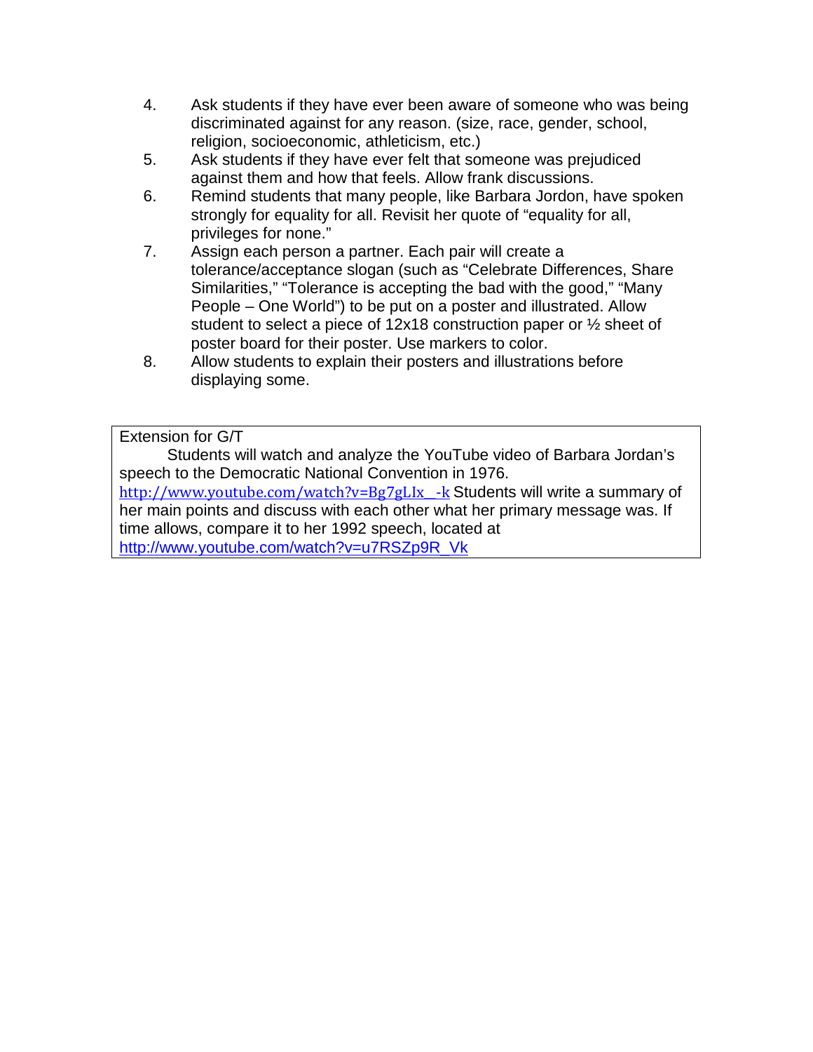4. Ask students if they have ever been aware of someone who was being discriminated against for any reason. (size, race, gender, school, religion, socioeconomic, athleticism, etc.)
5. Ask students if they have ever felt that someone was prejudiced against them and how that feels. Allow frank discussions.
6. Remind students that many people, like Barbara Jordon, have spoken strongly for equality for all. Revisit her quote of "equality for all, privileges for none."
7. Assign each person a partner. Each pair will create a tolerance/acceptance slogan (such as "Celebrate Differences, Share Similarities," "Tolerance is accepting the bad with the good," "Many People – One World") to be put on a poster and illustrated. Allow student to select a piece of 12x18 construction paper or ½ sheet of poster board for their poster. Use markers to color.
8. Allow students to explain their posters and illustrations before displaying some.

| |
|---|
| Extension for G/T<br>Students will watch and analyze the YouTube video of Barbara Jordan's speech to the Democratic National Convention in 1976. http://www.youtube.com/watch?v=Bg7gLIx__-k Students will write a summary of her main points and discuss with each other what her primary message was. If time allows, compare it to her 1992 speech, located at http://www.youtube.com/watch?v=u7RSZp9R_Vk |